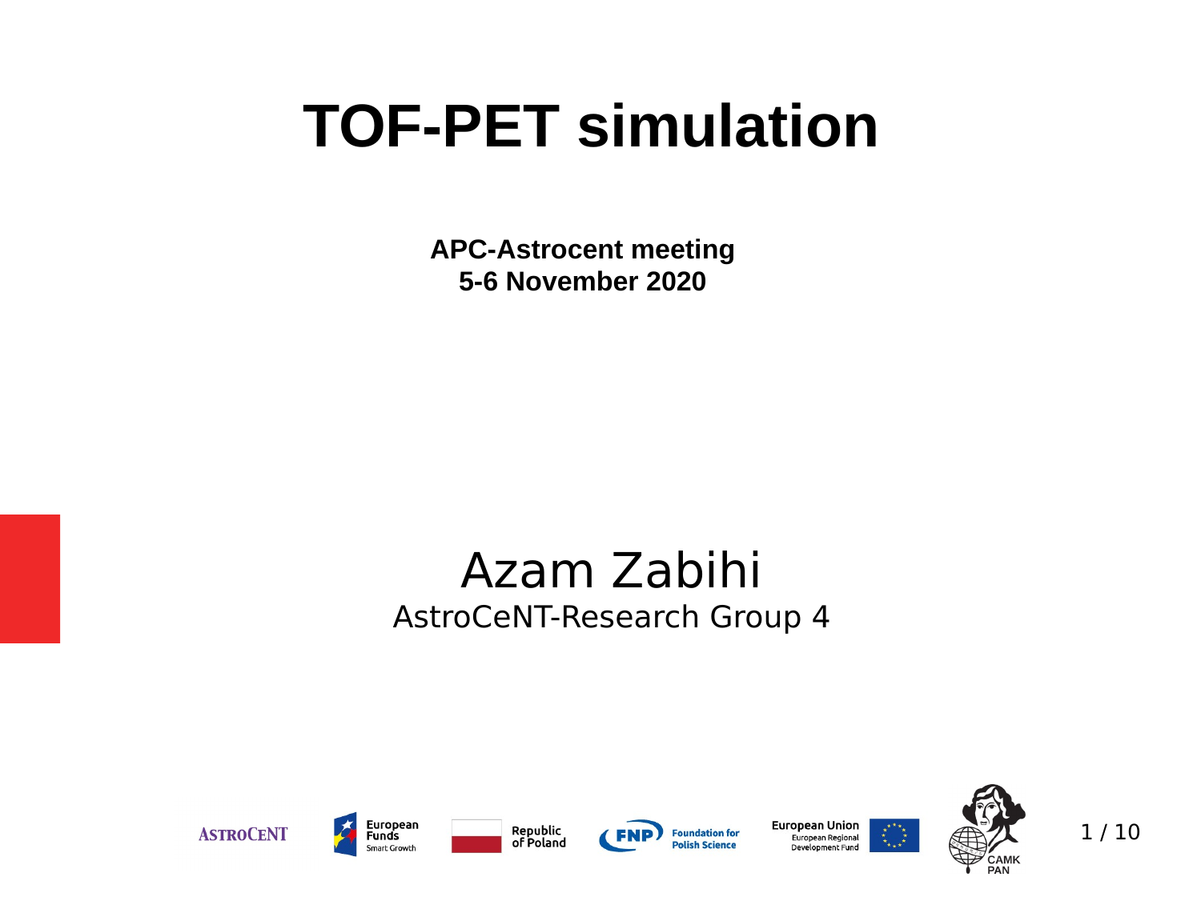# TOF-PET simulation

**APC-Astrocent meeting**
**5-6 November 2020**

Azam Zabihi

AstroCeNT-Research Group 4

ASTROCENT

European Funds Smart Growth

Republic of Poland

FNP Foundation for Polish Science

European Union European Regional Development Fund

CAMK PAN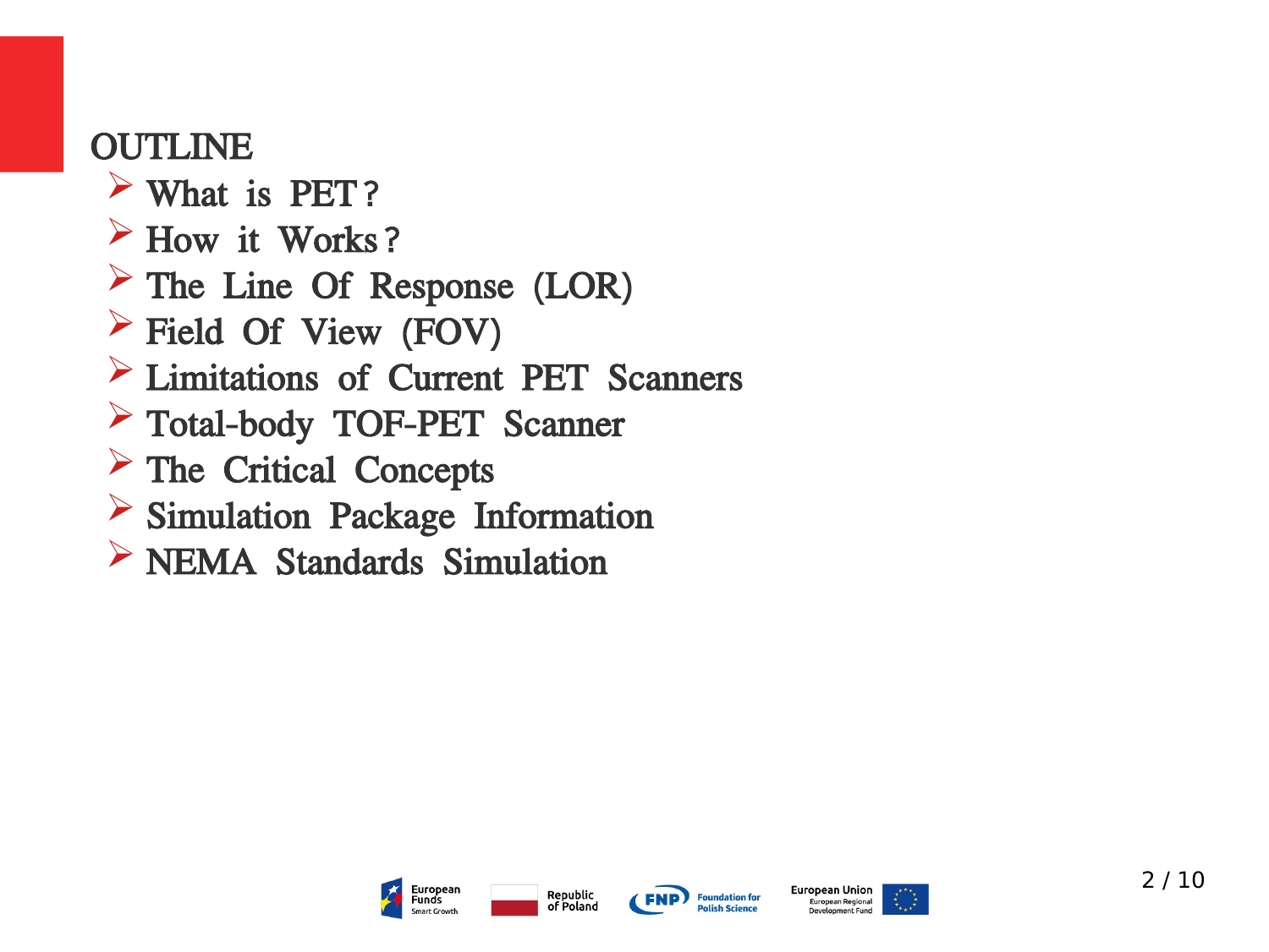# OUTLINE

- What is PET?
- How it Works?
- The Line Of Response (LOR)
- Field Of View (FOV)
- Limitations of Current PET Scanners
- Total-body TOF-PET Scanner
- The Critical Concepts
- Simulation Package Information
- NEMA Standards Simulation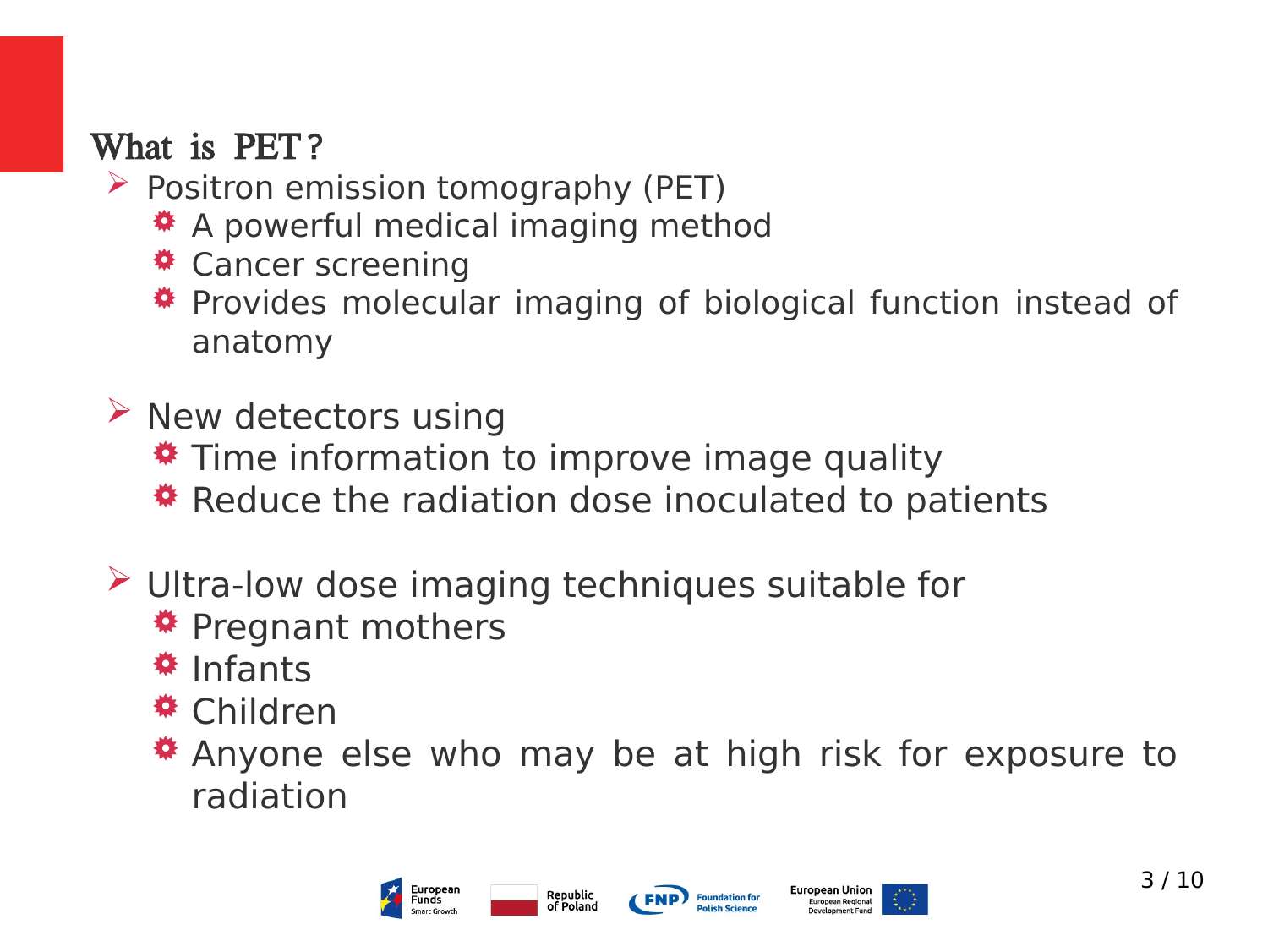## What is PET?

- Positron emission tomography (PET)
  - A powerful medical imaging method
  - Cancer screening
  - Provides molecular imaging of biological function instead of anatomy

- New detectors using
  - Time information to improve image quality
  - Reduce the radiation dose inoculated to patients

- Ultra-low dose imaging techniques suitable for
  - Pregnant mothers
  - Infants
  - Children
  - Anyone else who may be at high risk for exposure to radiation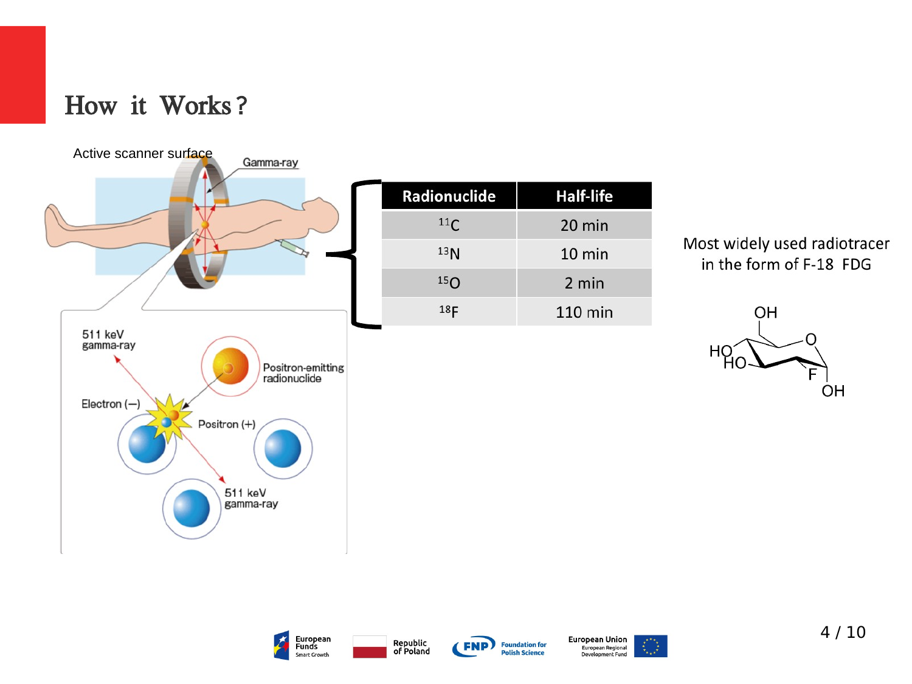# How it Works?

Active scanner surface

Gamma-ray

511 keV gamma-ray

Positron-emitting radionuclide

Electron (−)

Positron (+)

511 keV gamma-ray

| Radionuclide | Half-life |
|---|---|
| $^{11}C$ | 20 min |
| $^{13}N$ | 10 min |
| $^{15}O$ | 2 min |
| $^{18}F$ | 110 min |

Most widely used radiotracer in the form of F-18 FDG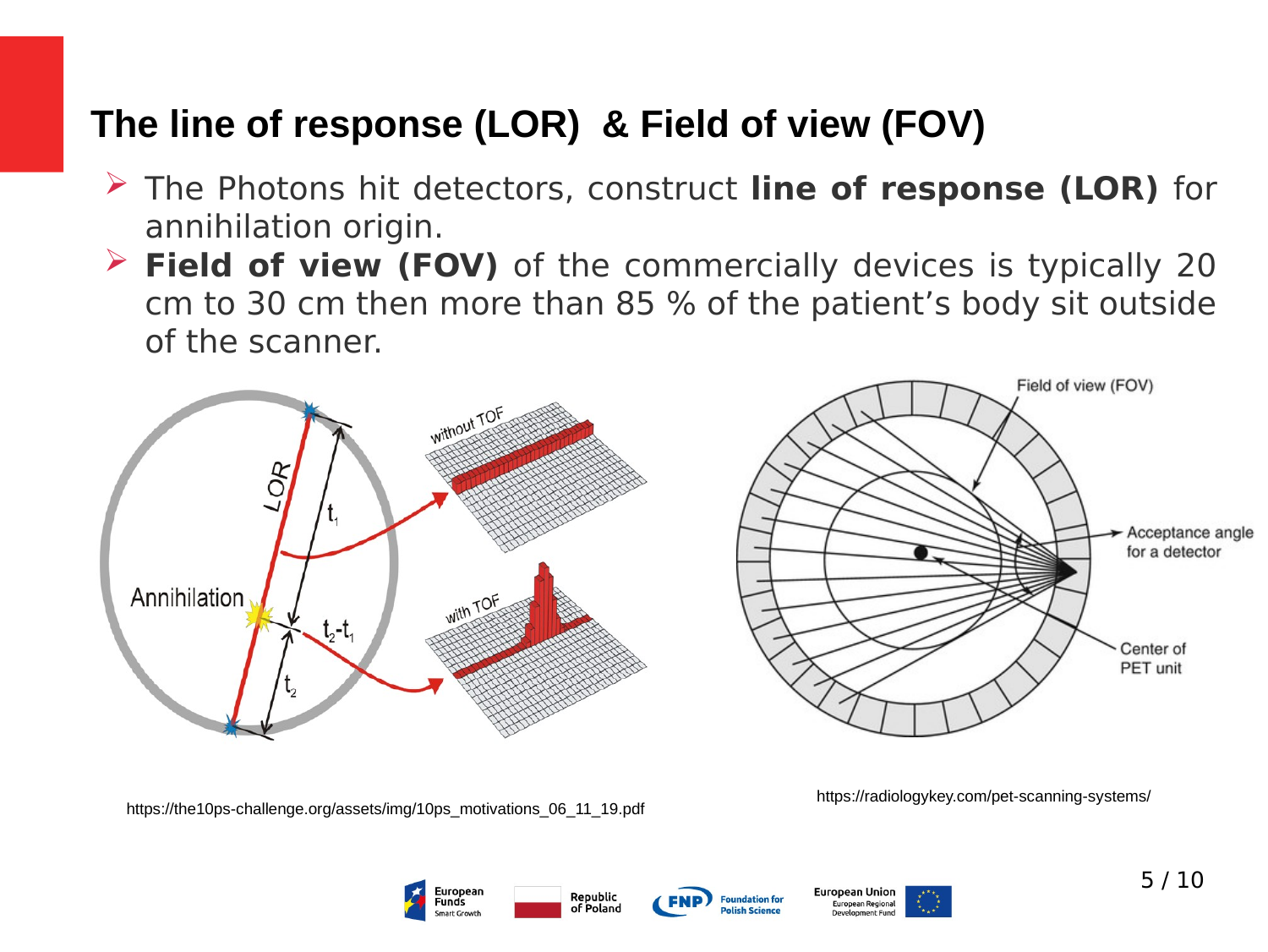# The line of response (LOR) & Field of view (FOV)

- The Photons hit detectors, construct **line of response (LOR)** for annihilation origin.
- **Field of view (FOV)** of the commercially devices is typically 20 cm to 30 cm then more than 85 % of the patient's body sit outside of the scanner.

https://the10ps-challenge.org/assets/img/10ps_motivations_06_11_19.pdf

https://radiologykey.com/pet-scanning-systems/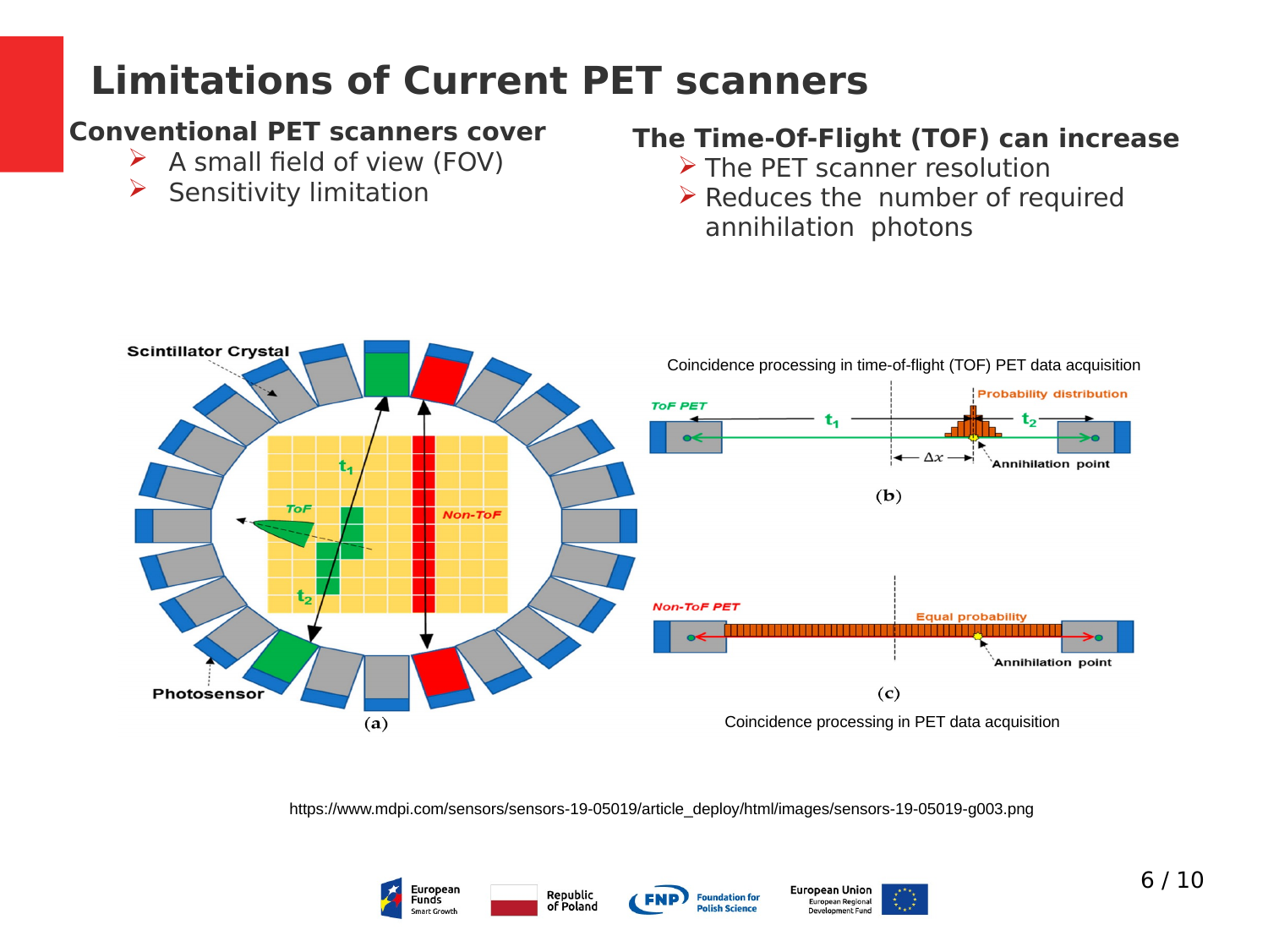# Limitations of Current PET scanners

**Conventional PET scanners cover**

- A small field of view (FOV)
- Sensitivity limitation

**The Time-Of-Flight (TOF) can increase**

- The PET scanner resolution
- Reduces the number of required annihilation photons

Coincidence processing in time-of-flight (TOF) PET data acquisition

Coincidence processing in PET data acquisition

https://www.mdpi.com/sensors/sensors-19-05019/article_deploy/html/images/sensors-19-05019-g003.png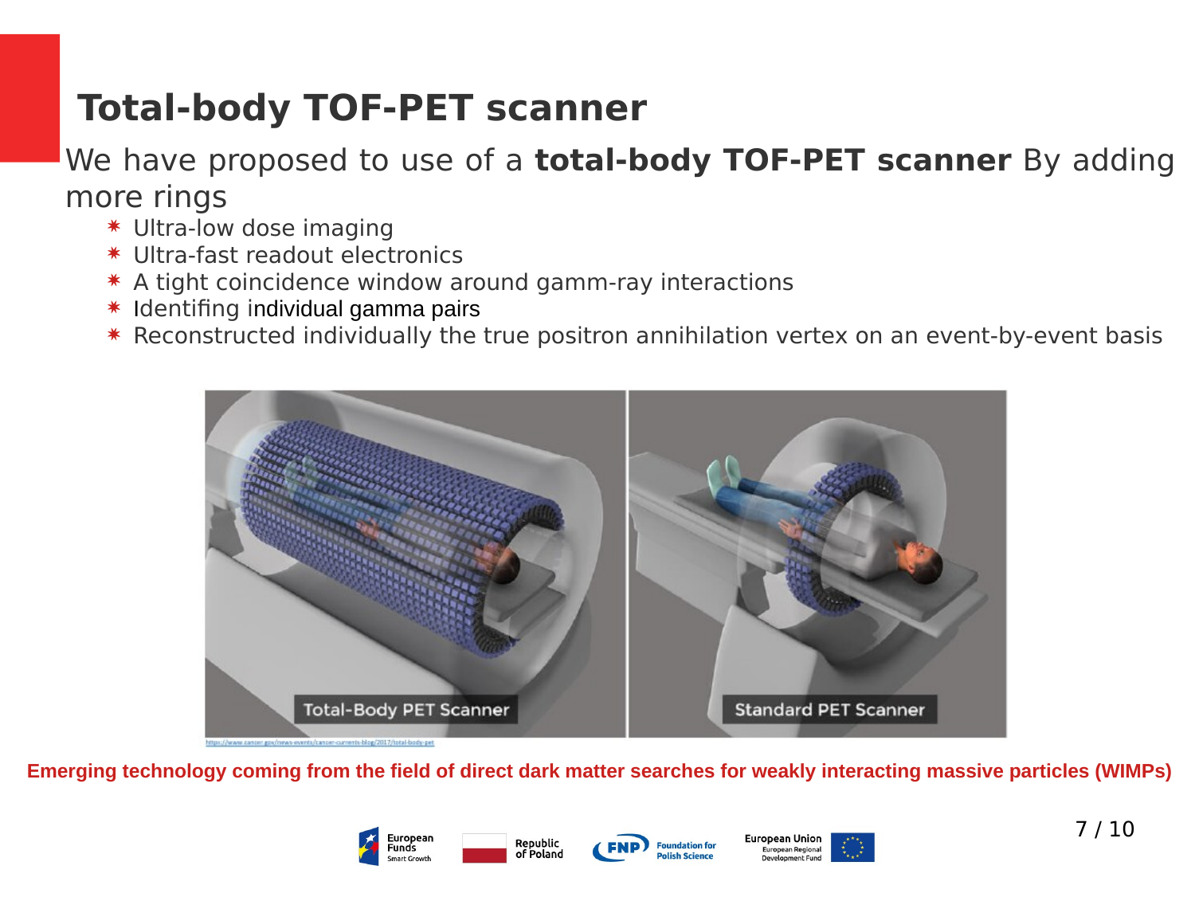# Total-body TOF-PET scanner

We have proposed to use of a **total-body TOF-PET scanner** By adding more rings

- Ultra-low dose imaging
- Ultra-fast readout electronics
- A tight coincidence window around gamm-ray interactions
- Identifing individual gamma pairs
- Reconstructed individually the true positron annihilation vertex on an event-by-event basis

Total-Body PET Scanner

Standard PET Scanner

https://www.cancer.gov/news-events/cancer-currents-blog/2017/total-body-pet

**Emerging technology coming from the field of direct dark matter searches for weakly interacting massive particles (WIMPs)**

European Funds Smart Growth | Republic of Poland | FNP Foundation for Polish Science | European Union European Regional Development Fund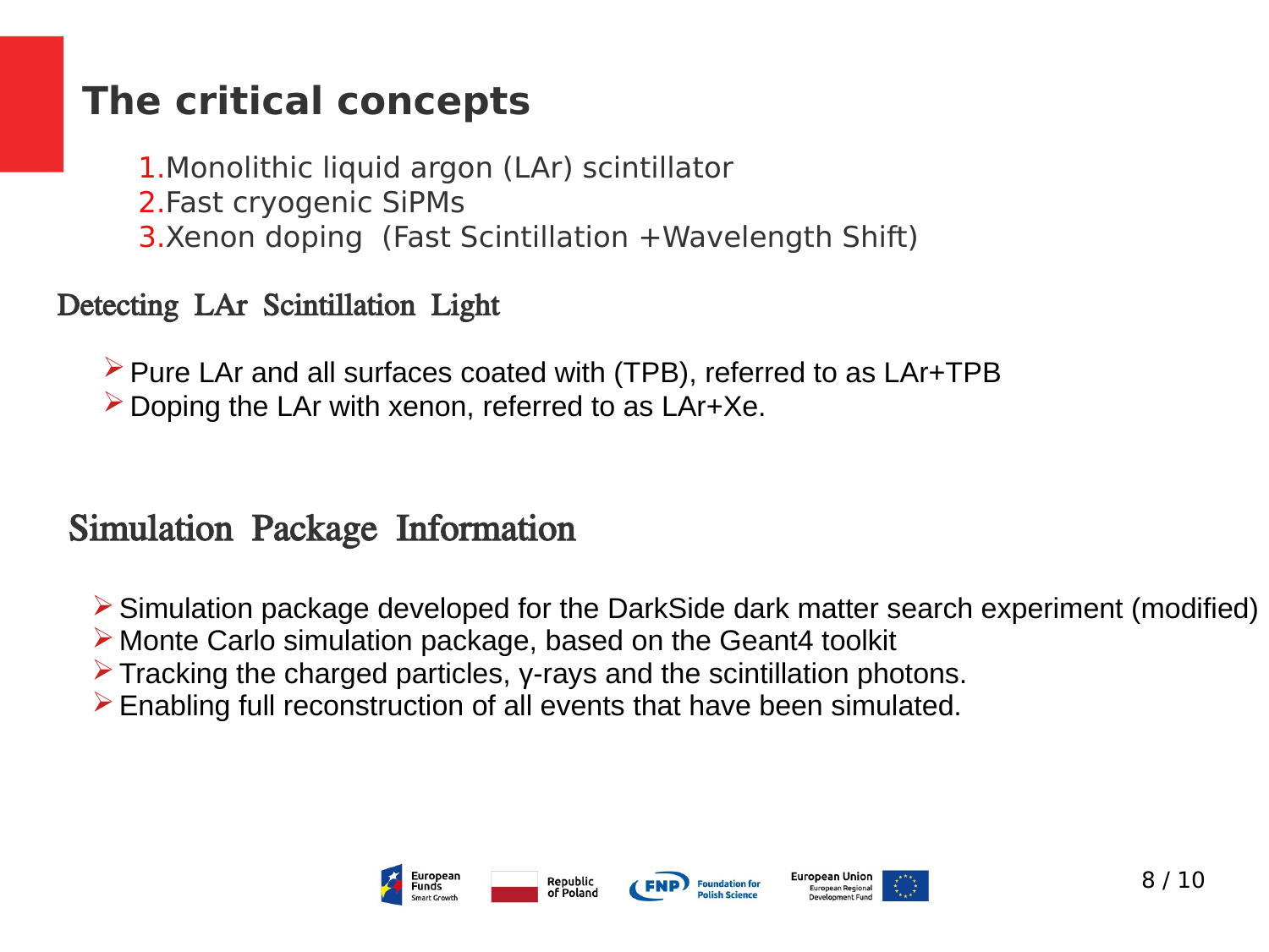# The critical concepts

1. Monolithic liquid argon (LAr) scintillator
2. Fast cryogenic SiPMs
3. Xenon doping  (Fast Scintillation +Wavelength Shift)

## Detecting LAr Scintillation Light

- Pure LAr and all surfaces coated with (TPB), referred to as LAr+TPB
- Doping the LAr with xenon, referred to as LAr+Xe.

## Simulation Package Information

- Simulation package developed for the DarkSide dark matter search experiment (modified)
- Monte Carlo simulation package, based on the Geant4 toolkit
- Tracking the charged particles, γ-rays and the scintillation photons.
- Enabling full reconstruction of all events that have been simulated.

European Funds Smart Growth | Republic of Poland | FNP Foundation for Polish Science | European Union European Regional Development Fund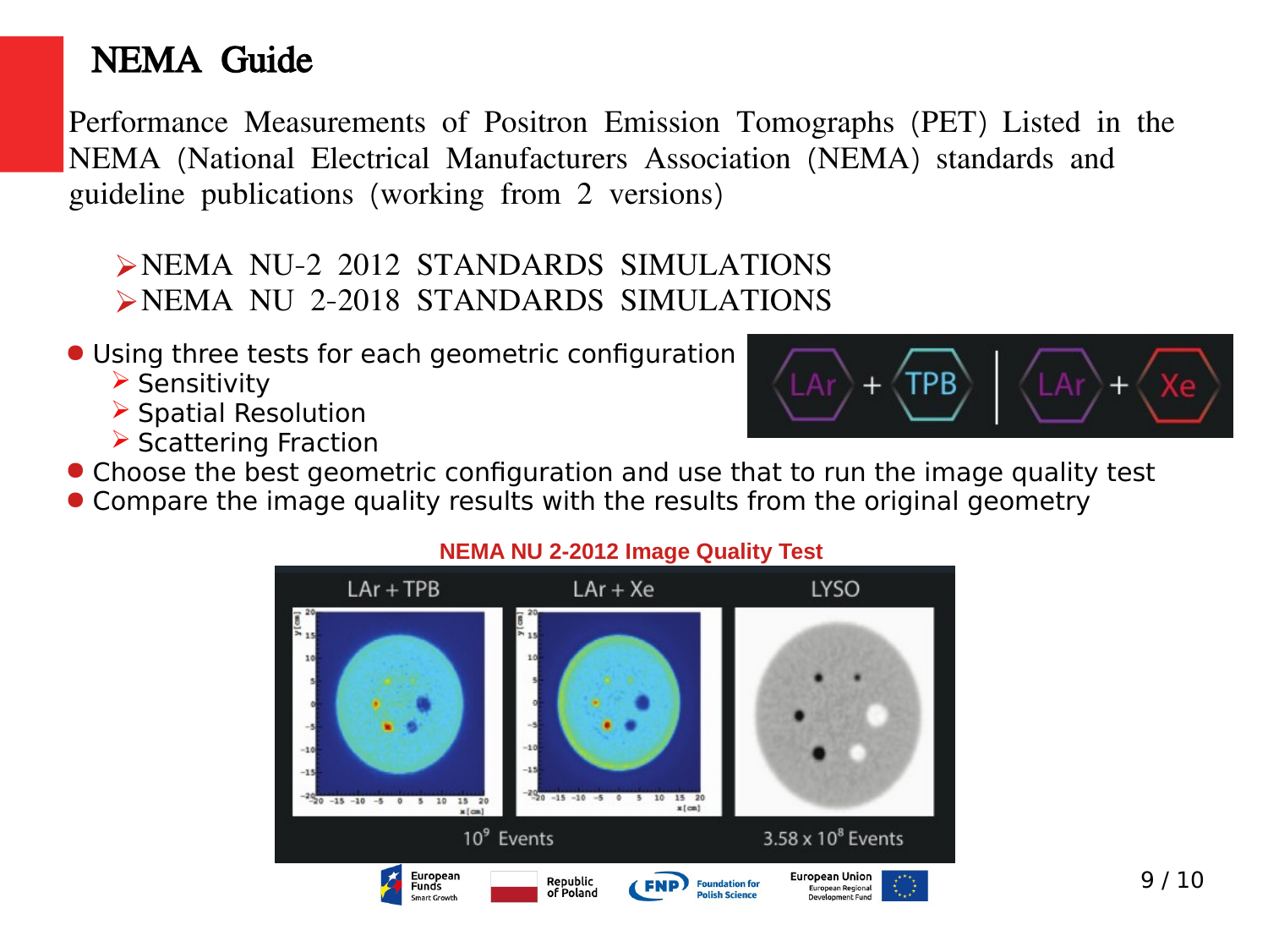# NEMA Guide

Performance Measurements of Positron Emission Tomographs (PET) Listed in the NEMA (National Electrical Manufacturers Association (NEMA) standards and guideline publications (working from 2 versions)

- NEMA NU-2 2012 STANDARDS SIMULATIONS
- NEMA NU 2-2018 STANDARDS SIMULATIONS

- Using three tests for each geometric configuration
  - Sensitivity
  - Spatial Resolution
  - Scattering Fraction
- Choose the best geometric configuration and use that to run the image quality test
- Compare the image quality results with the results from the original geometry

**NEMA NU 2-2012 Image Quality Test**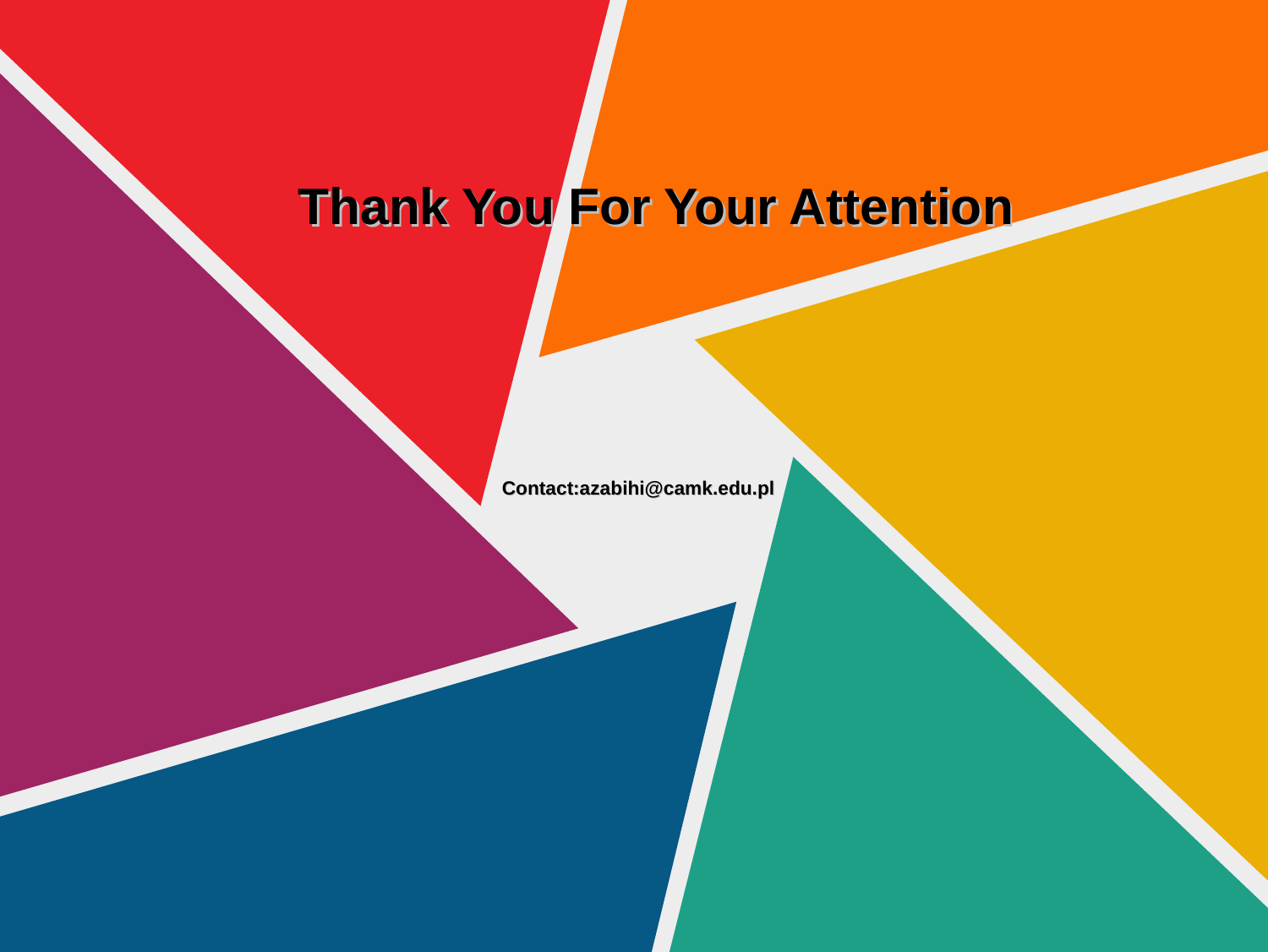# Thank You For Your Attention

**Contact:azabihi@camk.edu.pl**